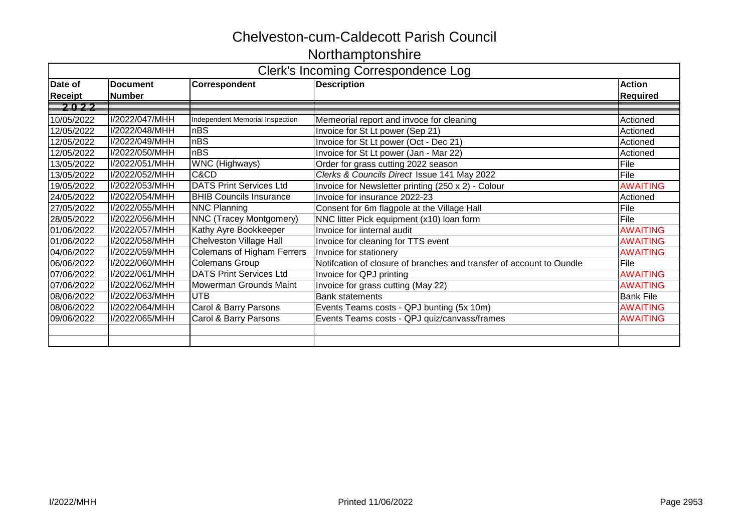# Chelveston-cum-Caldecott Parish Council

## Northamptonshire

### Clerk's Incoming Correspondence Log

| Date of Receipt | Document Number | Correspondent | Description | Action Required |
|---|---|---|---|---|
| **2022** | | | | |
| 10/05/2022 | I/2022/047/MHH | Independent Memorial Inspection | Memeorial report and invoce for cleaning | Actioned |
| 12/05/2022 | I/2022/048/MHH | nBS | Invoice for St Lt power (Sep 21) | Actioned |
| 12/05/2022 | I/2022/049/MHH | nBS | Invoice for St Lt power (Oct - Dec 21) | Actioned |
| 12/05/2022 | I/2022/050/MHH | nBS | Invoice for St Lt power (Jan - Mar 22) | Actioned |
| 13/05/2022 | I/2022/051/MHH | WNC (Highways) | Order for grass cutting 2022 season | File |
| 13/05/2022 | I/2022/052/MHH | C&CD | *Clerks & Councils Direct* Issue 141 May 2022 | File |
| 19/05/2022 | I/2022/053/MHH | DATS Print Services Ltd | Invoice for Newsletter printing (250 x 2) - Colour | AWAITING |
| 24/05/2022 | I/2022/054/MHH | BHIB Councils Insurance | Invoice for insurance 2022-23 | Actioned |
| 27/05/2022 | I/2022/055/MHH | NNC Planning | Consent for 6m flagpole at the Village Hall | File |
| 28/05/2022 | I/2022/056/MHH | NNC (Tracey Montgomery) | NNC litter Pick equipment (x10) loan form | File |
| 01/06/2022 | I/2022/057/MHH | Kathy Ayre Bookkeeper | Invoice for iinternal audit | AWAITING |
| 01/06/2022 | I/2022/058/MHH | Chelveston Village Hall | Invoice for cleaning for TTS event | AWAITING |
| 04/06/2022 | I/2022/059/MHH | Colemans of Higham Ferrers | Invoice for stationery | AWAITING |
| 06/06/2022 | I/2022/060/MHH | Colemans Group | Notifcation of closure of branches and transfer of account to Oundle | File |
| 07/06/2022 | I/2022/061/MHH | DATS Print Services Ltd | Invoice for QPJ printing | AWAITING |
| 07/06/2022 | I/2022/062/MHH | Mowerman Grounds Maint | Invoice for grass cutting (May 22) | AWAITING |
| 08/06/2022 | I/2022/063/MHH | UTB | Bank statements | Bank File |
| 08/06/2022 | I/2022/064/MHH | Carol & Barry Parsons | Events Teams costs - QPJ bunting (5x 10m) | AWAITING |
| 09/06/2022 | I/2022/065/MHH | Carol & Barry Parsons | Events Teams costs - QPJ quiz/canvass/frames | AWAITING |
| | | | | |
| | | | | |

I/2022/MHH

Printed 11/06/2022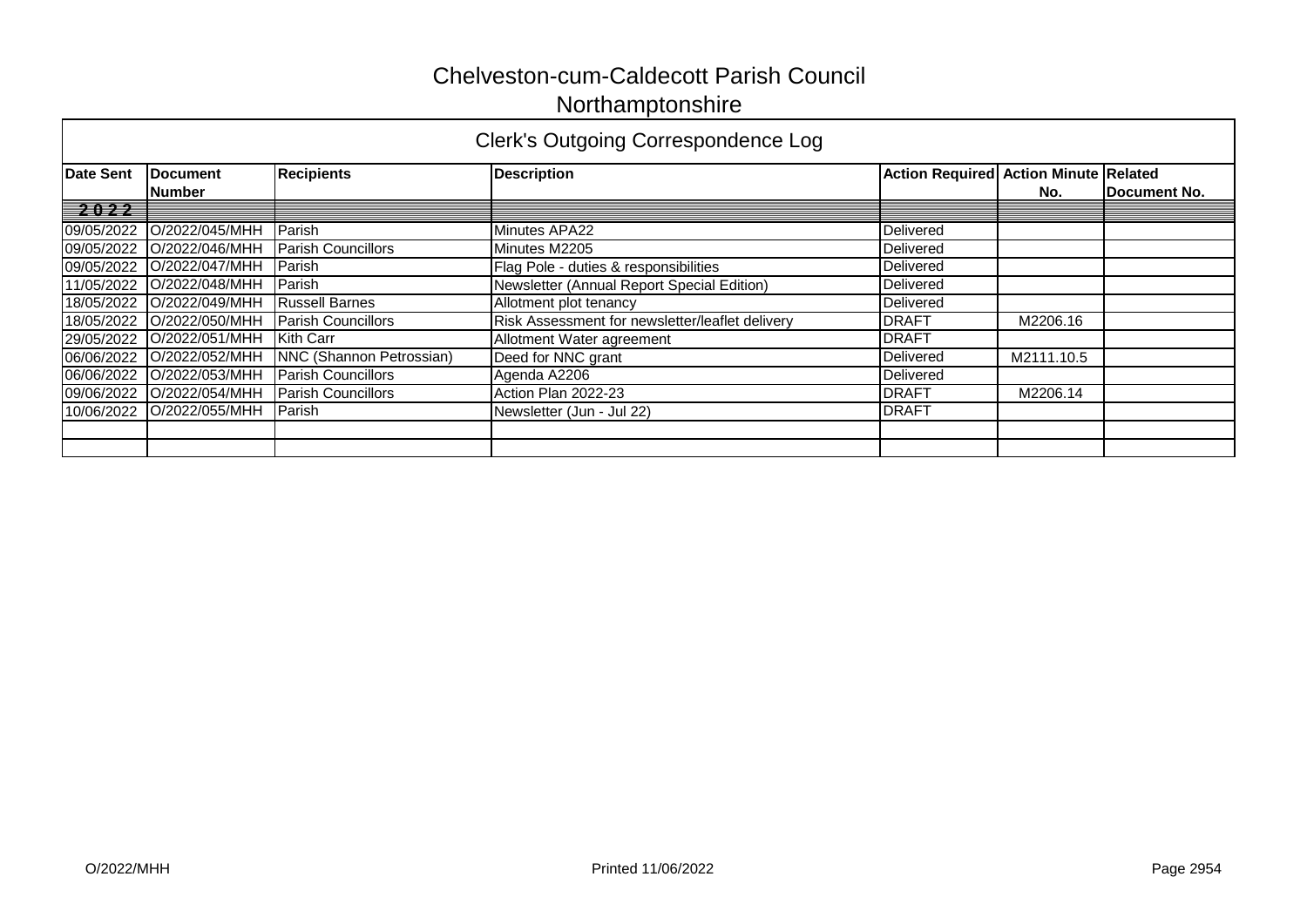# Chelveston-cum-Caldecott Parish Council

## Northamptonshire

### Clerk's Outgoing Correspondence Log

| Date Sent | Document Number | Recipients | Description | Action Required | Action Minute No. | Related Document No. |
|---|---|---|---|---|---|---|
| **2022** | | | | | | |
| 09/05/2022 | O/2022/045/MHH | Parish | Minutes APA22 | Delivered | | |
| 09/05/2022 | O/2022/046/MHH | Parish Councillors | Minutes M2205 | Delivered | | |
| 09/05/2022 | O/2022/047/MHH | Parish | Flag Pole - duties & responsibilities | Delivered | | |
| 11/05/2022 | O/2022/048/MHH | Parish | Newsletter (Annual Report Special Edition) | Delivered | | |
| 18/05/2022 | O/2022/049/MHH | Russell Barnes | Allotment plot tenancy | Delivered | | |
| 18/05/2022 | O/2022/050/MHH | Parish Councillors | Risk Assessment for newsletter/leaflet delivery | DRAFT | M2206.16 | |
| 29/05/2022 | O/2022/051/MHH | Kith Carr | Allotment Water agreement | DRAFT | | |
| 06/06/2022 | O/2022/052/MHH | NNC (Shannon Petrossian) | Deed for NNC grant | Delivered | M2111.10.5 | |
| 06/06/2022 | O/2022/053/MHH | Parish Councillors | Agenda A2206 | Delivered | | |
| 09/06/2022 | O/2022/054/MHH | Parish Councillors | Action Plan 2022-23 | DRAFT | M2206.14 | |
| 10/06/2022 | O/2022/055/MHH | Parish | Newsletter (Jun - Jul 22) | DRAFT | | |
| | | | | | | |
| | | | | | | |

O/2022/MHH

Printed 11/06/2022